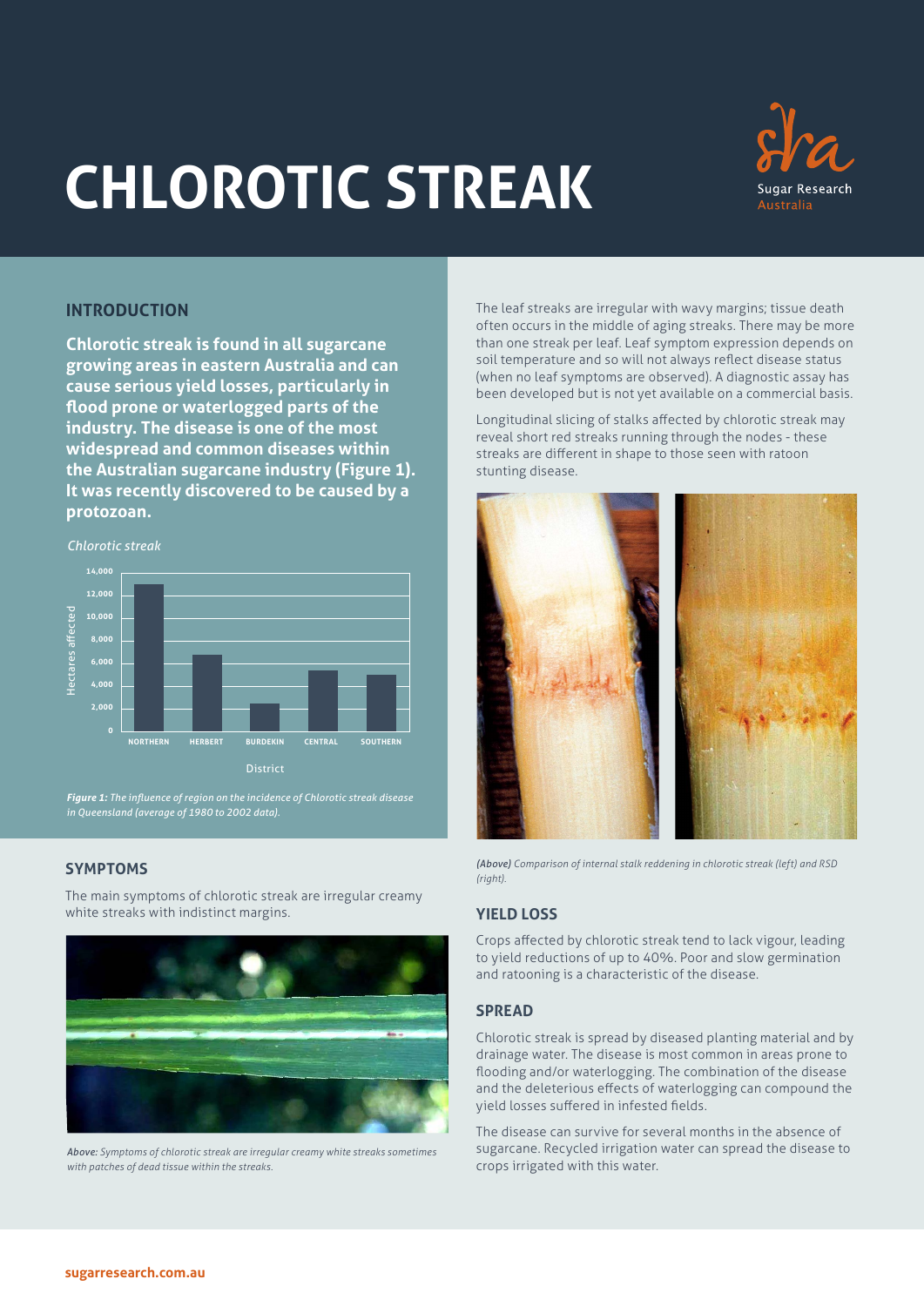# CHLOROTIC STREAK

## INTRODUCTION

**Chlorotic streak is found in all sugarcane growing areas in eastern Australia and can cause serious yield losses, particularly in flood prone or waterlogged parts of the industry. The disease is one of the most widespread and common diseases within the Australian sugarcane industry (Figure 1). It was recently discovered to be caused by a protozoan.**

*Figure 1: The influence of region on the incidence of Chlorotic streak disease in Queensland (average of 1980 to 2002 data).*

## SYMPTOMS

The main symptoms of chlorotic streak are irregular creamy white streaks with indistinct margins.

*Above: Symptoms of chlorotic streak are irregular creamy white streaks sometimes with patches of dead tissue within the streaks.*

The leaf streaks are irregular with wavy margins; tissue death often occurs in the middle of aging streaks. There may be more than one streak per leaf. Leaf symptom expression depends on soil temperature and so will not always reflect disease status (when no leaf symptoms are observed). A diagnostic assay has been developed but is not yet available on a commercial basis.

Longitudinal slicing of stalks affected by chlorotic streak may reveal short red streaks running through the nodes - these streaks are different in shape to those seen with ratoon stunting disease.

*(Above) Comparison of internal stalk reddening in chlorotic streak (left) and RSD (right).*

## YIELD LOSS

Crops affected by chlorotic streak tend to lack vigour, leading to yield reductions of up to 40%. Poor and slow germination and ratooning is a characteristic of the disease.

## SPREAD

Chlorotic streak is spread by diseased planting material and by drainage water. The disease is most common in areas prone to flooding and/or waterlogging. The combination of the disease and the deleterious effects of waterlogging can compound the yield losses suffered in infested fields.

The disease can survive for several months in the absence of sugarcane. Recycled irrigation water can spread the disease to crops irrigated with this water.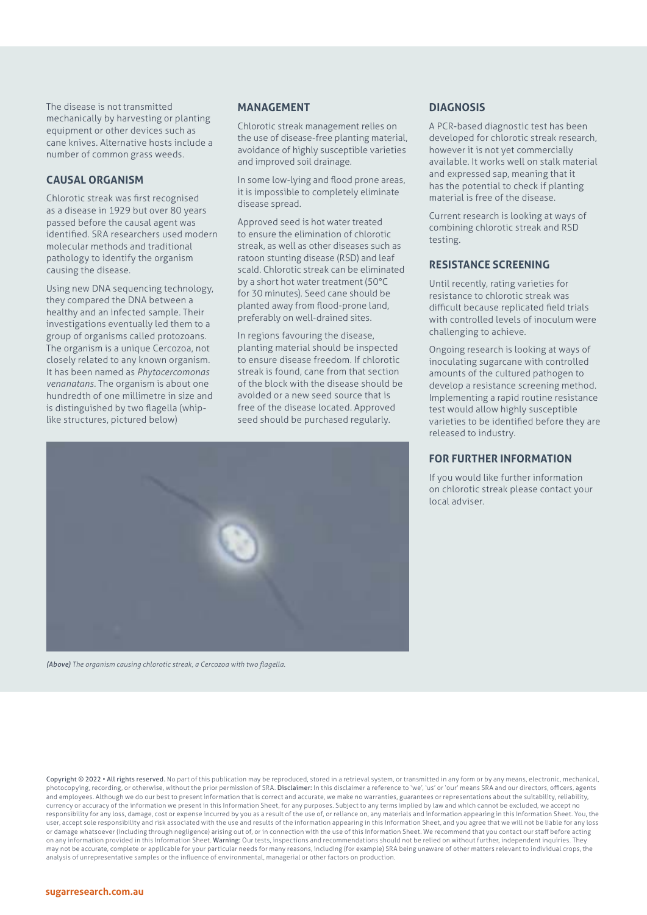The disease is not transmitted mechanically by harvesting or planting equipment or other devices such as cane knives. Alternative hosts include a number of common grass weeds.

## CAUSAL ORGANISM

Chlorotic streak was first recognised as a disease in 1929 but over 80 years passed before the causal agent was identified. SRA researchers used modern molecular methods and traditional pathology to identify the organism causing the disease.

Using new DNA sequencing technology, they compared the DNA between a healthy and an infected sample. Their investigations eventually led them to a group of organisms called protozoans. The organism is a unique Cercozoa, not closely related to any known organism. It has been named as *Phytocercomonas venanatans*. The organism is about one hundredth of one millimetre in size and is distinguished by two flagella (whip-like structures, pictured below)

## MANAGEMENT

Chlorotic streak management relies on the use of disease-free planting material, avoidance of highly susceptible varieties and improved soil drainage.

In some low-lying and flood prone areas, it is impossible to completely eliminate disease spread.

Approved seed is hot water treated to ensure the elimination of chlorotic streak, as well as other diseases such as ratoon stunting disease (RSD) and leaf scald. Chlorotic streak can be eliminated by a short hot water treatment (50°C for 30 minutes). Seed cane should be planted away from flood-prone land, preferably on well-drained sites.

In regions favouring the disease, planting material should be inspected to ensure disease freedom. If chlorotic streak is found, cane from that section of the block with the disease should be avoided or a new seed source that is free of the disease located. Approved seed should be purchased regularly.

*(Above) The organism causing chlorotic streak, a Cercozoa with two flagella.*

## DIAGNOSIS

A PCR-based diagnostic test has been developed for chlorotic streak research, however it is not yet commercially available. It works well on stalk material and expressed sap, meaning that it has the potential to check if planting material is free of the disease.

Current research is looking at ways of combining chlorotic streak and RSD testing.

## RESISTANCE SCREENING

Until recently, rating varieties for resistance to chlorotic streak was difficult because replicated field trials with controlled levels of inoculum were challenging to achieve.

Ongoing research is looking at ways of inoculating sugarcane with controlled amounts of the cultured pathogen to develop a resistance screening method. Implementing a rapid routine resistance test would allow highly susceptible varieties to be identified before they are released to industry.

## FOR FURTHER INFORMATION

If you would like further information on chlorotic streak please contact your local adviser.

**Copyright © 2022 • All rights reserved.** No part of this publication may be reproduced, stored in a retrieval system, or transmitted in any form or by any means, electronic, mechanical, photocopying, recording, or otherwise, without the prior permission of SRA. **Disclaimer:** In this disclaimer a reference to 'we', 'us' or 'our' means SRA and our directors, officers, agents and employees. Although we do our best to present information that is correct and accurate, we make no warranties, guarantees or representations about the suitability, reliability, currency or accuracy of the information we present in this Information Sheet, for any purposes. Subject to any terms implied by law and which cannot be excluded, we accept no responsibility for any loss, damage, cost or expense incurred by you as a result of the use of, or reliance on, any materials and information appearing in this Information Sheet. You, the user, accept sole responsibility and risk associated with the use and results of the information appearing in this Information Sheet, and you agree that we will not be liable for any loss or damage whatsoever (including through negligence) arising out of, or in connection with the use of this Information Sheet. We recommend that you contact our staff before acting on any information provided in this Information Sheet. **Warning:** Our tests, inspections and recommendations should not be relied on without further, independent inquiries. They may not be accurate, complete or applicable for your particular needs for many reasons, including (for example) SRA being unaware of other matters relevant to individual crops, the analysis of unrepresentative samples or the influence of environmental, managerial or other factors on production.

**sugarresearch.com.au**